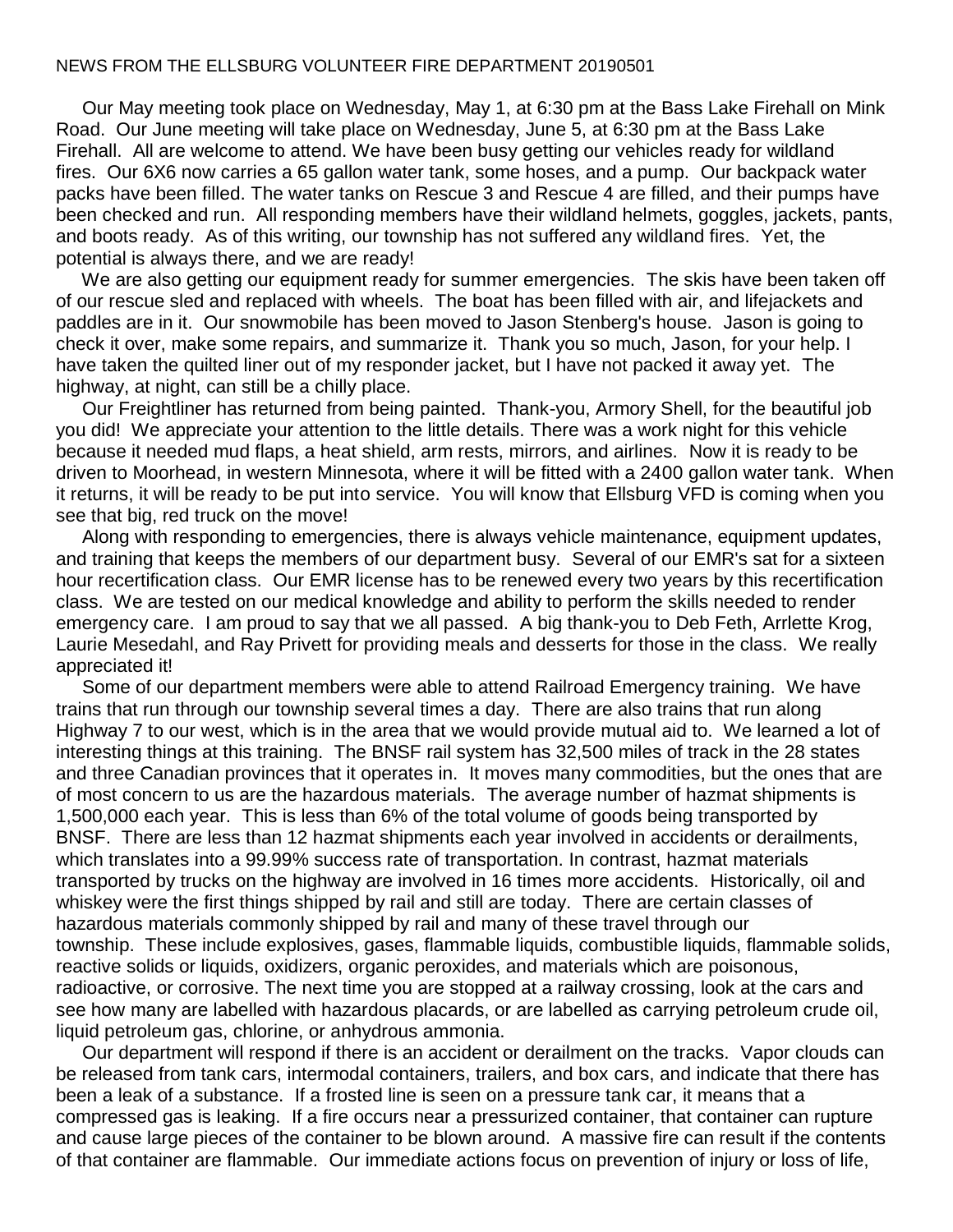NEWS FROM THE ELLSBURG VOLUNTEER FIRE DEPARTMENT 20190501

Our May meeting took place on Wednesday, May 1, at 6:30 pm at the Bass Lake Firehall on Mink Road. Our June meeting will take place on Wednesday, June 5, at 6:30 pm at the Bass Lake Firehall. All are welcome to attend. We have been busy getting our vehicles ready for wildland fires. Our 6X6 now carries a 65 gallon water tank, some hoses, and a pump. Our backpack water packs have been filled. The water tanks on Rescue 3 and Rescue 4 are filled, and their pumps have been checked and run. All responding members have their wildland helmets, goggles, jackets, pants, and boots ready. As of this writing, our township has not suffered any wildland fires. Yet, the potential is always there, and we are ready!

We are also getting our equipment ready for summer emergencies. The skis have been taken off of our rescue sled and replaced with wheels. The boat has been filled with air, and lifejackets and paddles are in it. Our snowmobile has been moved to Jason Stenberg's house. Jason is going to check it over, make some repairs, and summarize it. Thank you so much, Jason, for your help. I have taken the quilted liner out of my responder jacket, but I have not packed it away yet. The highway, at night, can still be a chilly place.

Our Freightliner has returned from being painted. Thank-you, Armory Shell, for the beautiful job you did! We appreciate your attention to the little details. There was a work night for this vehicle because it needed mud flaps, a heat shield, arm rests, mirrors, and airlines. Now it is ready to be driven to Moorhead, in western Minnesota, where it will be fitted with a 2400 gallon water tank. When it returns, it will be ready to be put into service. You will know that Ellsburg VFD is coming when you see that big, red truck on the move!

Along with responding to emergencies, there is always vehicle maintenance, equipment updates, and training that keeps the members of our department busy. Several of our EMR's sat for a sixteen hour recertification class. Our EMR license has to be renewed every two years by this recertification class. We are tested on our medical knowledge and ability to perform the skills needed to render emergency care. I am proud to say that we all passed. A big thank-you to Deb Feth, Arrlette Krog, Laurie Mesedahl, and Ray Privett for providing meals and desserts for those in the class. We really appreciated it!

Some of our department members were able to attend Railroad Emergency training. We have trains that run through our township several times a day. There are also trains that run along Highway 7 to our west, which is in the area that we would provide mutual aid to. We learned a lot of interesting things at this training. The BNSF rail system has 32,500 miles of track in the 28 states and three Canadian provinces that it operates in. It moves many commodities, but the ones that are of most concern to us are the hazardous materials. The average number of hazmat shipments is 1,500,000 each year. This is less than 6% of the total volume of goods being transported by BNSF. There are less than 12 hazmat shipments each year involved in accidents or derailments, which translates into a 99.99% success rate of transportation. In contrast, hazmat materials transported by trucks on the highway are involved in 16 times more accidents. Historically, oil and whiskey were the first things shipped by rail and still are today. There are certain classes of hazardous materials commonly shipped by rail and many of these travel through our township. These include explosives, gases, flammable liquids, combustible liquids, flammable solids, reactive solids or liquids, oxidizers, organic peroxides, and materials which are poisonous, radioactive, or corrosive. The next time you are stopped at a railway crossing, look at the cars and see how many are labelled with hazardous placards, or are labelled as carrying petroleum crude oil, liquid petroleum gas, chlorine, or anhydrous ammonia.

Our department will respond if there is an accident or derailment on the tracks. Vapor clouds can be released from tank cars, intermodal containers, trailers, and box cars, and indicate that there has been a leak of a substance. If a frosted line is seen on a pressure tank car, it means that a compressed gas is leaking. If a fire occurs near a pressurized container, that container can rupture and cause large pieces of the container to be blown around. A massive fire can result if the contents of that container are flammable. Our immediate actions focus on prevention of injury or loss of life,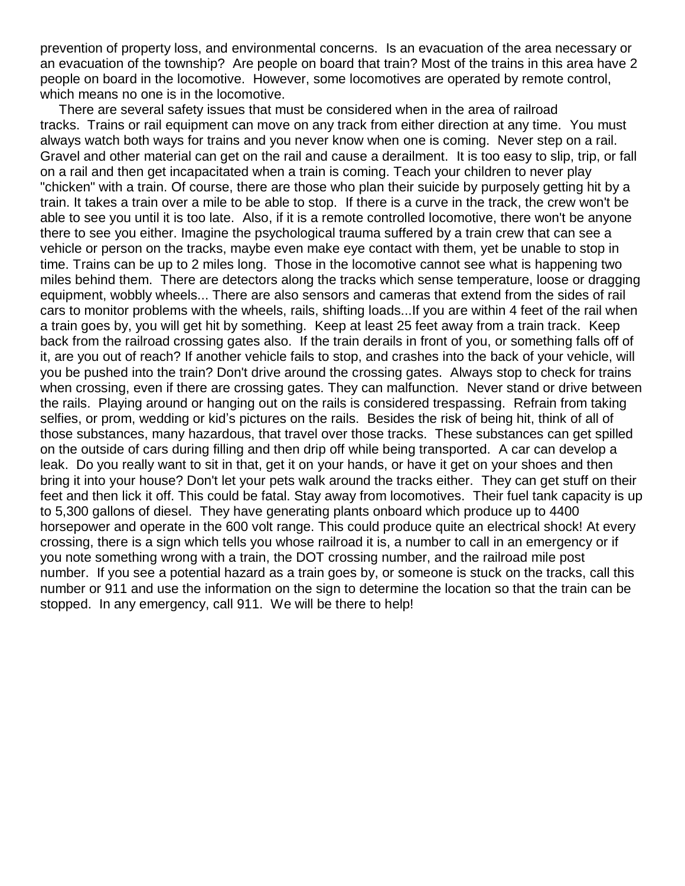prevention of property loss, and environmental concerns. Is an evacuation of the area necessary or an evacuation of the township? Are people on board that train? Most of the trains in this area have 2 people on board in the locomotive. However, some locomotives are operated by remote control, which means no one is in the locomotive.

There are several safety issues that must be considered when in the area of railroad tracks. Trains or rail equipment can move on any track from either direction at any time. You must always watch both ways for trains and you never know when one is coming. Never step on a rail. Gravel and other material can get on the rail and cause a derailment. It is too easy to slip, trip, or fall on a rail and then get incapacitated when a train is coming. Teach your children to never play "chicken" with a train. Of course, there are those who plan their suicide by purposely getting hit by a train. It takes a train over a mile to be able to stop. If there is a curve in the track, the crew won't be able to see you until it is too late. Also, if it is a remote controlled locomotive, there won't be anyone there to see you either. Imagine the psychological trauma suffered by a train crew that can see a vehicle or person on the tracks, maybe even make eye contact with them, yet be unable to stop in time. Trains can be up to 2 miles long. Those in the locomotive cannot see what is happening two miles behind them. There are detectors along the tracks which sense temperature, loose or dragging equipment, wobbly wheels... There are also sensors and cameras that extend from the sides of rail cars to monitor problems with the wheels, rails, shifting loads...If you are within 4 feet of the rail when a train goes by, you will get hit by something. Keep at least 25 feet away from a train track. Keep back from the railroad crossing gates also. If the train derails in front of you, or something falls off of it, are you out of reach? If another vehicle fails to stop, and crashes into the back of your vehicle, will you be pushed into the train? Don't drive around the crossing gates. Always stop to check for trains when crossing, even if there are crossing gates. They can malfunction. Never stand or drive between the rails. Playing around or hanging out on the rails is considered trespassing. Refrain from taking selfies, or prom, wedding or kid's pictures on the rails. Besides the risk of being hit, think of all of those substances, many hazardous, that travel over those tracks. These substances can get spilled on the outside of cars during filling and then drip off while being transported. A car can develop a leak. Do you really want to sit in that, get it on your hands, or have it get on your shoes and then bring it into your house? Don't let your pets walk around the tracks either. They can get stuff on their feet and then lick it off. This could be fatal. Stay away from locomotives. Their fuel tank capacity is up to 5,300 gallons of diesel. They have generating plants onboard which produce up to 4400 horsepower and operate in the 600 volt range. This could produce quite an electrical shock! At every crossing, there is a sign which tells you whose railroad it is, a number to call in an emergency or if you note something wrong with a train, the DOT crossing number, and the railroad mile post number. If you see a potential hazard as a train goes by, or someone is stuck on the tracks, call this number or 911 and use the information on the sign to determine the location so that the train can be stopped. In any emergency, call 911. We will be there to help!